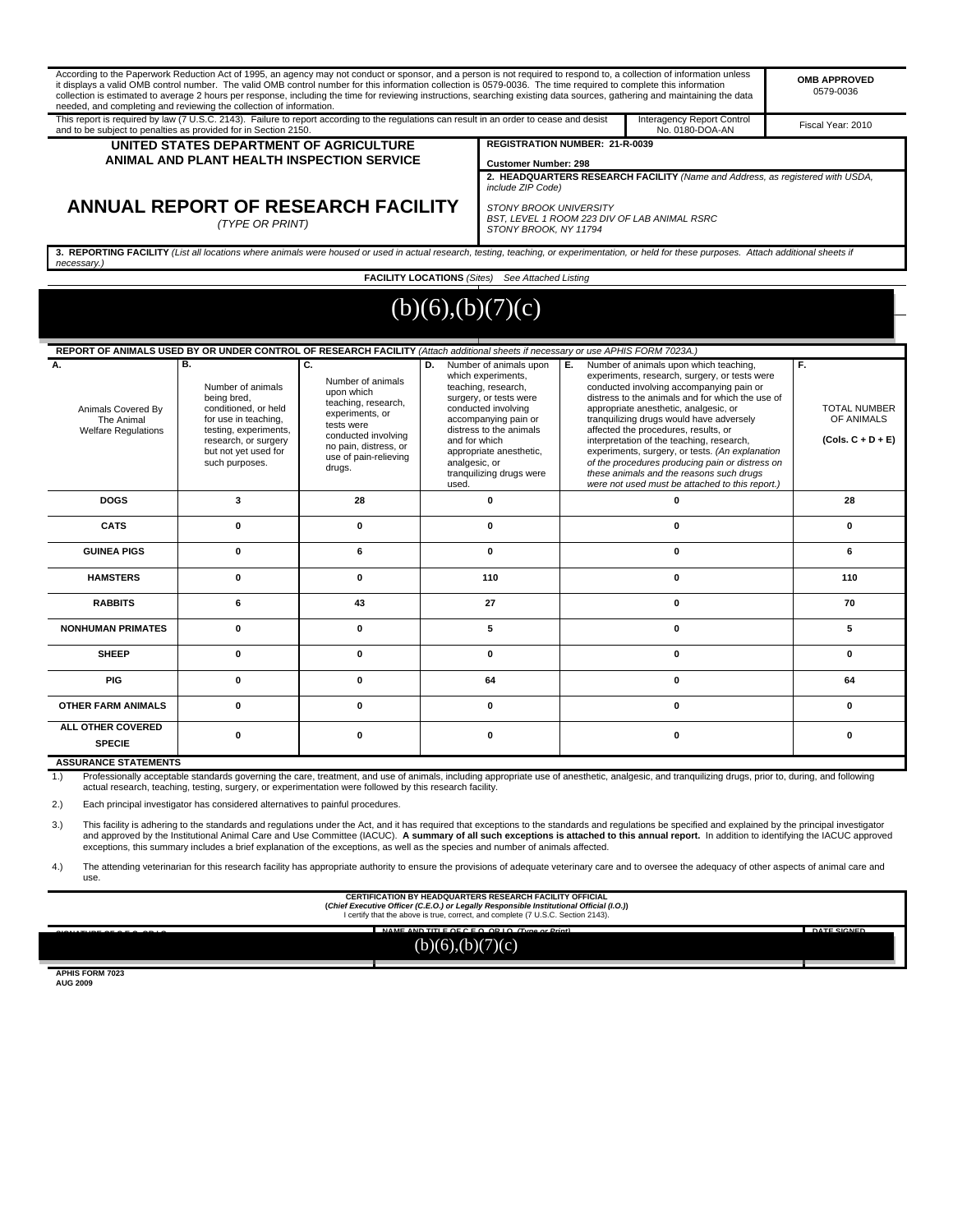According to the Paperwork Reduction Act of 1995, an agency may not conduct or sponsor, and a person is not required to respond to, a collection of information unless it displays a valid OMB control number. The valid OMB control number for this information collection is 0579-0036. The time required to complete this information collection is estimated to average 2 hours per response, including the time for reviewing instructions, searching existing data sources, gathering and maintaining the data needed, and completing and reviewing the collection of information.

**OMB APPROVED**
0579-0036

This report is required by law (7 U.S.C. 2143). Failure to report according to the regulations can result in an order to cease and desist and to be subject to penalties as provided for in Section 2150.

Interagency Report Control No. 0180-DOA-AN

Fiscal Year: 2010

**UNITED STATES DEPARTMENT OF AGRICULTURE**
**ANIMAL AND PLANT HEALTH INSPECTION SERVICE**

# ANNUAL REPORT OF RESEARCH FACILITY

*(TYPE OR PRINT)*

**REGISTRATION NUMBER: 21-R-0039**

**Customer Number: 298**

**2. HEADQUARTERS RESEARCH FACILITY** *(Name and Address, as registered with USDA, include ZIP Code)*

*STONY BROOK UNIVERSITY*
*BST, LEVEL 1 ROOM 223 DIV OF LAB ANIMAL RSRC*
*STONY BROOK, NY 11794*

**3. REPORTING FACILITY** *(List all locations where animals were housed or used in actual research, testing, teaching, or experimentation, or held for these purposes. Attach additional sheets if necessary.)*

**FACILITY LOCATIONS** *(Sites)* *See Attached Listing*

(b)(6),(b)(7)(c)

**REPORT OF ANIMALS USED BY OR UNDER CONTROL OF RESEARCH FACILITY** *(Attach additional sheets if necessary or use APHIS FORM 7023A.)*

| A. Animals Covered By The Animal Welfare Regulations | B. Number of animals being bred, conditioned, or held for use in teaching, testing, experiments, research, or surgery but not yet used for such purposes. | C. Number of animals upon which teaching, research, experiments, or tests were conducted involving no pain, distress, or use of pain-relieving drugs. | D. Number of animals upon which experiments, teaching, research, surgery, or tests were conducted involving accompanying pain or distress to the animals and for which appropriate anesthetic, analgesic, or tranquilizing drugs were used. | E. Number of animals upon which teaching, experiments, research, surgery, or tests were conducted involving accompanying pain or distress to the animals and for which the use of appropriate anesthetic, analgesic, or tranquilizing drugs would have adversely affected the procedures, results, or interpretation of the teaching, research, experiments, surgery, or tests. *(An explanation of the procedures producing pain or distress on these animals and the reasons such drugs were not used must be attached to this report.)* | F. TOTAL NUMBER OF ANIMALS (Cols. C + D + E) |
|---|---|---|---|---|---|
| **DOGS** | **3** | **28** | **0** | **0** | **28** |
| **CATS** | **0** | **0** | **0** | **0** | **0** |
| **GUINEA PIGS** | **0** | **6** | **0** | **0** | **6** |
| **HAMSTERS** | **0** | **0** | **110** | **0** | **110** |
| **RABBITS** | **6** | **43** | **27** | **0** | **70** |
| **NONHUMAN PRIMATES** | **0** | **0** | **5** | **0** | **5** |
| **SHEEP** | **0** | **0** | **0** | **0** | **0** |
| **PIG** | **0** | **0** | **64** | **0** | **64** |
| **OTHER FARM ANIMALS** | **0** | **0** | **0** | **0** | **0** |
| **ALL OTHER COVERED SPECIE** | **0** | **0** | **0** | **0** | **0** |

**ASSURANCE STATEMENTS**

1.) Professionally acceptable standards governing the care, treatment, and use of animals, including appropriate use of anesthetic, analgesic, and tranquilizing drugs, prior to, during, and following actual research, teaching, testing, surgery, or experimentation were followed by this research facility.

2.) Each principal investigator has considered alternatives to painful procedures.

3.) This facility is adhering to the standards and regulations under the Act, and it has required that exceptions to the standards and regulations be specified and explained by the principal investigator and approved by the Institutional Animal Care and Use Committee (IACUC). **A summary of all such exceptions is attached to this annual report.** In addition to identifying the IACUC approved exceptions, this summary includes a brief explanation of the exceptions, as well as the species and number of animals affected.

4.) The attending veterinarian for this research facility has appropriate authority to ensure the provisions of adequate veterinary care and to oversee the adequacy of other aspects of animal care and use.

**CERTIFICATION BY HEADQUARTERS RESEARCH FACILITY OFFICIAL**
**(*Chief Executive Officer (C.E.O.) or Legally Responsible Institutional Official (I.O.)*)**
I certify that the above is true, correct, and complete (7 U.S.C. Section 2143).

| SIGNATURE OF C.E.O. OR I.O. | NAME AND TITLE OF C.E.O. OR I.O. *(Type or Print)* | DATE SIGNED |
|---|---|---|
| | (b)(6),(b)(7)(c) | |

**APHIS FORM 7023**
**AUG 2009**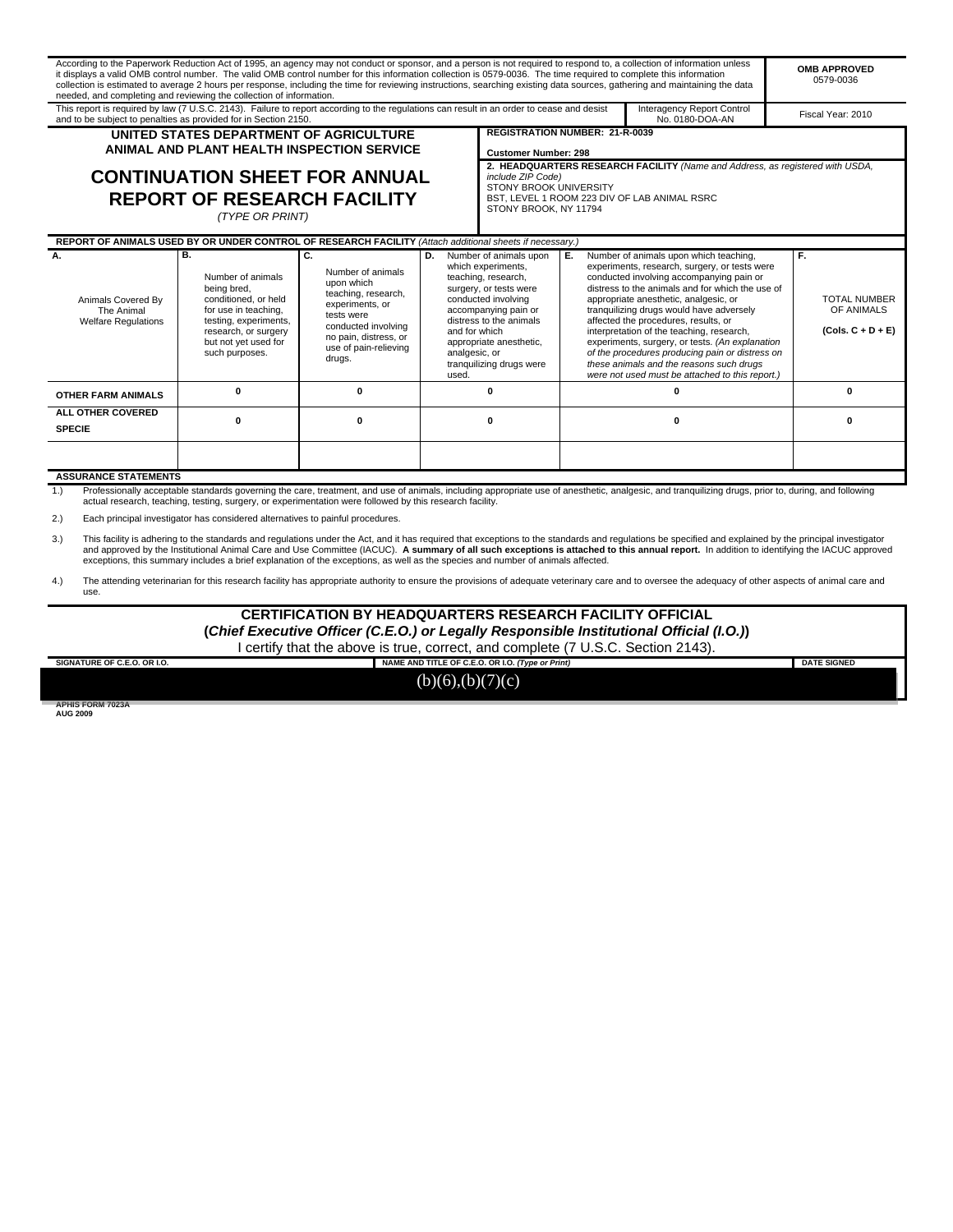According to the Paperwork Reduction Act of 1995, an agency may not conduct or sponsor, and a person is not required to respond to, a collection of information unless it displays a valid OMB control number. The valid OMB control number for this information collection is 0579-0036. The time required to complete this information collection is estimated to average 2 hours per response, including the time for reviewing instructions, searching existing data sources, gathering and maintaining the data needed, and completing and reviewing the collection of information.

**OMB APPROVED**
0579-0036

This report is required by law (7 U.S.C. 2143). Failure to report according to the regulations can result in an order to cease and desist and to be subject to penalties as provided for in Section 2150.

Interagency Report Control No. 0180-DOA-AN

Fiscal Year: 2010

**UNITED STATES DEPARTMENT OF AGRICULTURE**
**ANIMAL AND PLANT HEALTH INSPECTION SERVICE**

# CONTINUATION SHEET FOR ANNUAL REPORT OF RESEARCH FACILITY

*(TYPE OR PRINT)*

**REGISTRATION NUMBER: 21-R-0039**

**Customer Number: 298**

**2. HEADQUARTERS RESEARCH FACILITY** *(Name and Address, as registered with USDA, include ZIP Code)*
STONY BROOK UNIVERSITY
BST, LEVEL 1 ROOM 223 DIV OF LAB ANIMAL RSRC
STONY BROOK, NY 11794

**REPORT OF ANIMALS USED BY OR UNDER CONTROL OF RESEARCH FACILITY** *(Attach additional sheets if necessary.)*

| A. Animals Covered By The Animal Welfare Regulations | B. Number of animals being bred, conditioned, or held for use in teaching, testing, experiments, research, or surgery but not yet used for such purposes. | C. Number of animals upon which teaching, research, experiments, or tests were conducted involving no pain, distress, or use of pain-relieving drugs. | D. Number of animals upon which experiments, teaching, research, surgery, or tests were conducted involving accompanying pain or distress to the animals and for which appropriate anesthetic, analgesic, or tranquilizing drugs were used. | E. Number of animals upon which teaching, experiments, research, surgery, or tests were conducted involving accompanying pain or distress to the animals and for which the use of appropriate anesthetic, analgesic, or tranquilizing drugs would have adversely affected the procedures, results, or interpretation of the teaching, research, experiments, surgery, or tests. *(An explanation of the procedures producing pain or distress on these animals and the reasons such drugs were not used must be attached to this report.)* | F. TOTAL NUMBER OF ANIMALS **(Cols. C + D + E)** |
|---|---|---|---|---|---|
| **OTHER FARM ANIMALS** | 0 | 0 | 0 | 0 | 0 |
| **ALL OTHER COVERED SPECIE** | 0 | 0 | 0 | 0 | 0 |
| | | | | | |

**ASSURANCE STATEMENTS**

1.) Professionally acceptable standards governing the care, treatment, and use of animals, including appropriate use of anesthetic, analgesic, and tranquilizing drugs, prior to, during, and following actual research, teaching, testing, surgery, or experimentation were followed by this research facility.

2.) Each principal investigator has considered alternatives to painful procedures.

3.) This facility is adhering to the standards and regulations under the Act, and it has required that exceptions to the standards and regulations be specified and explained by the principal investigator and approved by the Institutional Animal Care and Use Committee (IACUC). **A summary of all such exceptions is attached to this annual report.** In addition to identifying the IACUC approved exceptions, this summary includes a brief explanation of the exceptions, as well as the species and number of animals affected.

4.) The attending veterinarian for this research facility has appropriate authority to ensure the provisions of adequate veterinary care and to oversee the adequacy of other aspects of animal care and use.

**CERTIFICATION BY HEADQUARTERS RESEARCH FACILITY OFFICIAL**
**(*Chief Executive Officer (C.E.O.) or Legally Responsible Institutional Official (I.O.)*)**
I certify that the above is true, correct, and complete (7 U.S.C. Section 2143).

| SIGNATURE OF C.E.O. OR I.O. | NAME AND TITLE OF C.E.O. OR I.O. *(Type or Print)* | DATE SIGNED |
|---|---|---|
| | (b)(6),(b)(7)(c) | |

APHIS FORM 7023A
AUG 2009